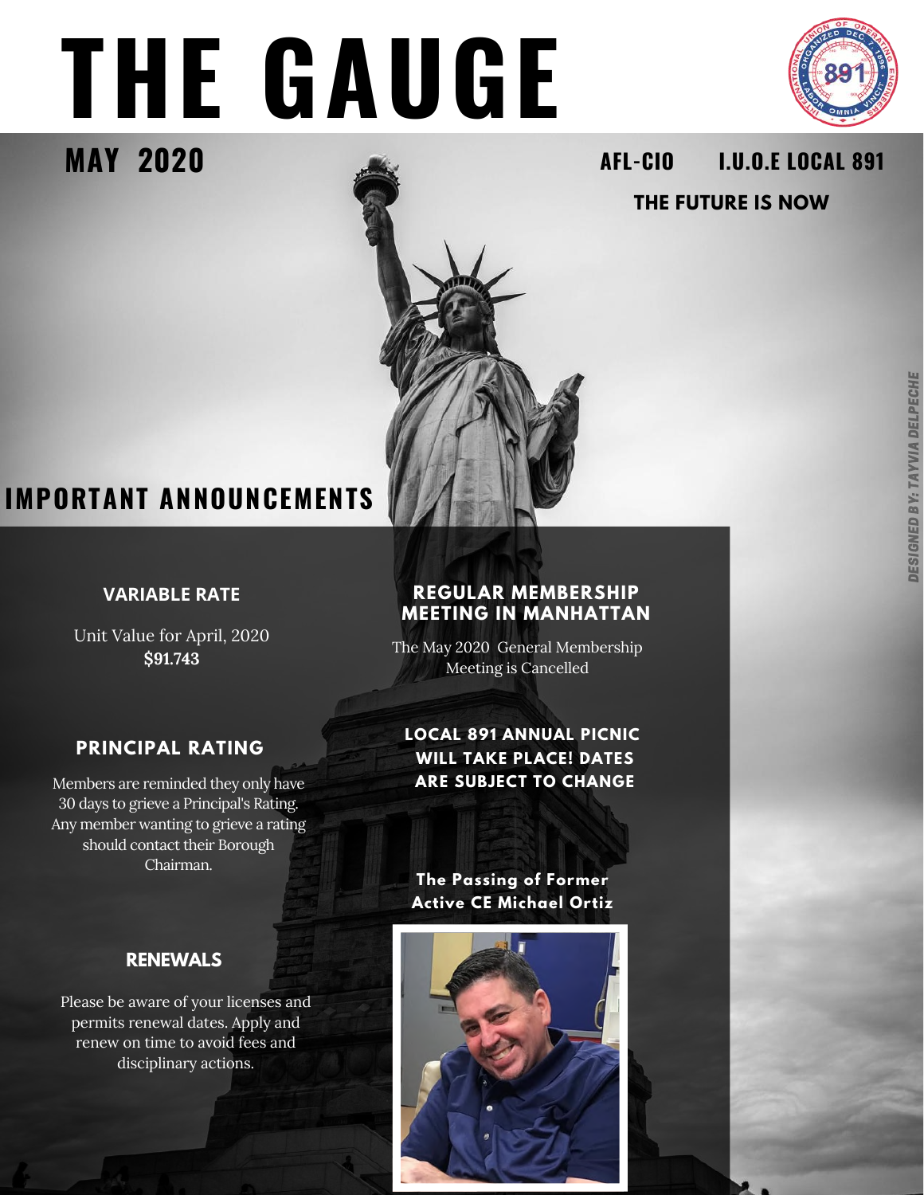# THE GAUGE

**MAY 2020**

**AFL-CIO I.U.O.E LOCAL 891**

**THE FUTURE IS NOW**

*DESIGNED BY: TAYVIA DELPECHE*

## IMPORTANT ANNOUNCEMENTS

### VARIABLE RATE

Unit Value for April, 2020
**$91.743**

### PRINCIPAL RATING

Members are reminded they only have 30 days to grieve a Principal's Rating. Any member wanting to grieve a rating should contact their Borough Chairman.

### RENEWALS

Please be aware of your licenses and permits renewal dates. Apply and renew on time to avoid fees and disciplinary actions.

### REGULAR MEMBERSHIP MEETING IN MANHATTAN

The May 2020 General Membership Meeting is Cancelled

### LOCAL 891 ANNUAL PICNIC WILL TAKE PLACE! DATES ARE SUBJECT TO CHANGE

### The Passing of Former Active CE Michael Ortiz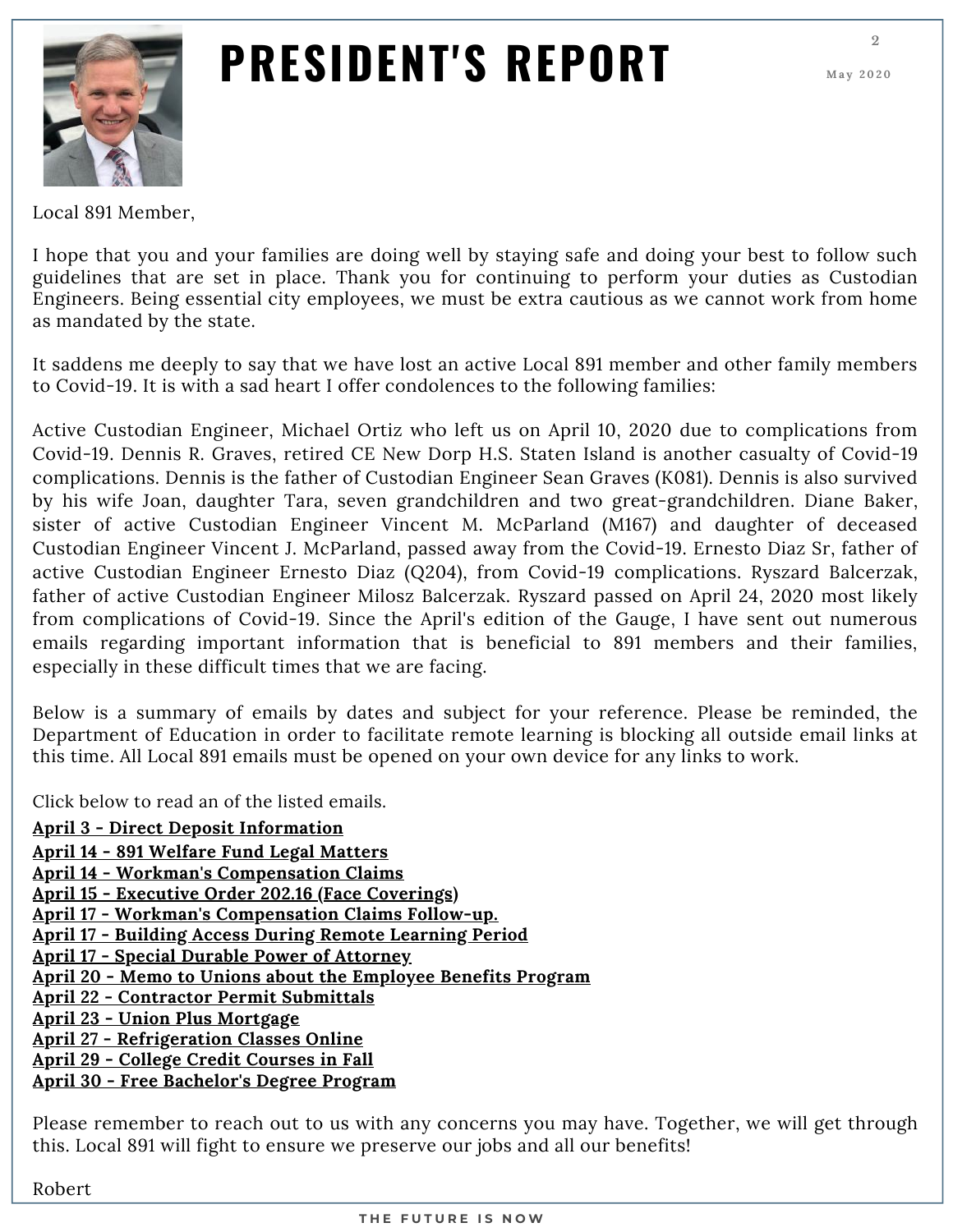# PRESIDENT'S REPORT

May 2020

Local 891 Member,

I hope that you and your families are doing well by staying safe and doing your best to follow such guidelines that are set in place. Thank you for continuing to perform your duties as Custodian Engineers. Being essential city employees, we must be extra cautious as we cannot work from home as mandated by the state.

It saddens me deeply to say that we have lost an active Local 891 member and other family members to Covid-19. It is with a sad heart I offer condolences to the following families:

Active Custodian Engineer, Michael Ortiz who left us on April 10, 2020 due to complications from Covid-19. Dennis R. Graves, retired CE New Dorp H.S. Staten Island is another casualty of Covid-19 complications. Dennis is the father of Custodian Engineer Sean Graves (K081). Dennis is also survived by his wife Joan, daughter Tara, seven grandchildren and two great-grandchildren. Diane Baker, sister of active Custodian Engineer Vincent M. McParland (M167) and daughter of deceased Custodian Engineer Vincent J. McParland, passed away from the Covid-19. Ernesto Diaz Sr, father of active Custodian Engineer Ernesto Diaz (Q204), from Covid-19 complications. Ryszard Balcerzak, father of active Custodian Engineer Milosz Balcerzak. Ryszard passed on April 24, 2020 most likely from complications of Covid-19. Since the April's edition of the Gauge, I have sent out numerous emails regarding important information that is beneficial to 891 members and their families, especially in these difficult times that we are facing.

Below is a summary of emails by dates and subject for your reference. Please be reminded, the Department of Education in order to facilitate remote learning is blocking all outside email links at this time. All Local 891 emails must be opened on your own device for any links to work.

Click below to read an of the listed emails.

**April 3 - Direct Deposit Information**
**April 14 - 891 Welfare Fund Legal Matters**
**April 14 - Workman's Compensation Claims**
**April 15 - Executive Order 202.16 (Face Coverings)**
**April 17 - Workman's Compensation Claims Follow-up.**
**April 17 - Building Access During Remote Learning Period**
**April 17 - Special Durable Power of Attorney**
**April 20 - Memo to Unions about the Employee Benefits Program**
**April 22 - Contractor Permit Submittals**
**April 23 - Union Plus Mortgage**
**April 27 - Refrigeration Classes Online**
**April 29 - College Credit Courses in Fall**
**April 30 - Free Bachelor's Degree Program**

Please remember to reach out to us with any concerns you may have. Together, we will get through this. Local 891 will fight to ensure we preserve our jobs and all our benefits!

Robert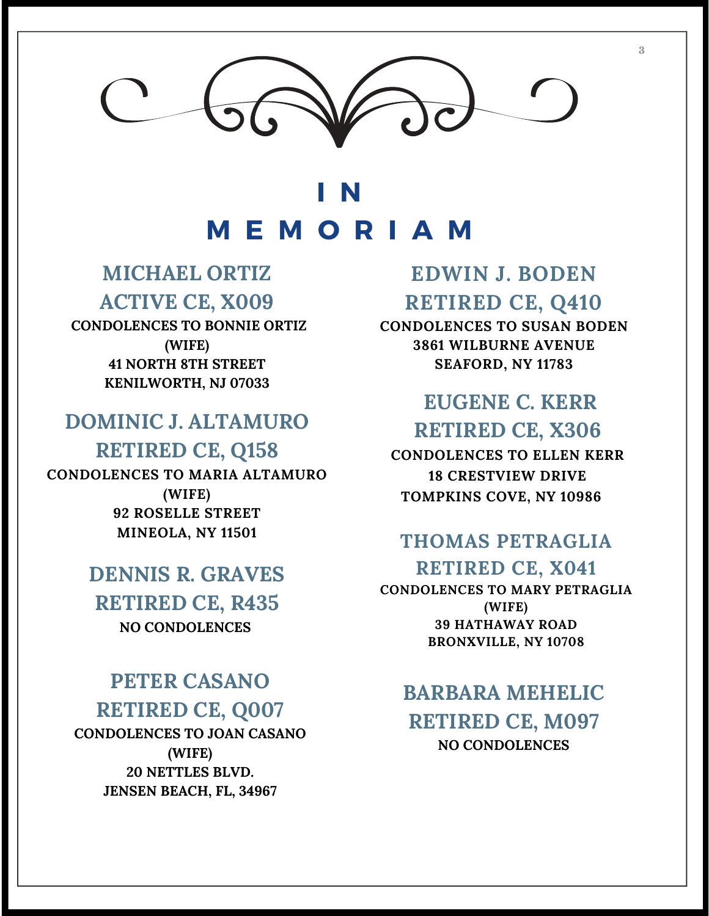# IN MEMORIAM

## MICHAEL ORTIZ
## ACTIVE CE, X009

**CONDOLENCES TO BONNIE ORTIZ (WIFE)**
**41 NORTH 8TH STREET**
**KENILWORTH, NJ 07033**

## DOMINIC J. ALTAMURO
## RETIRED CE, Q158

**CONDOLENCES TO MARIA ALTAMURO (WIFE)**
**92 ROSELLE STREET**
**MINEOLA, NY 11501**

## DENNIS R. GRAVES
## RETIRED CE, R435

**NO CONDOLENCES**

## PETER CASANO
## RETIRED CE, Q007

**CONDOLENCES TO JOAN CASANO (WIFE)**
**20 NETTLES BLVD.**
**JENSEN BEACH, FL, 34967**

## EDWIN J. BODEN
## RETIRED CE, Q410

**CONDOLENCES TO SUSAN BODEN**
**3861 WILBURNE AVENUE**
**SEAFORD, NY 11783**

## EUGENE C. KERR
## RETIRED CE, X306

**CONDOLENCES TO ELLEN KERR**
**18 CRESTVIEW DRIVE**
**TOMPKINS COVE, NY 10986**

## THOMAS PETRAGLIA
## RETIRED CE, X041

**CONDOLENCES TO MARY PETRAGLIA (WIFE)**
**39 HATHAWAY ROAD**
**BRONXVILLE, NY 10708**

## BARBARA MEHELIC
## RETIRED CE, M097

**NO CONDOLENCES**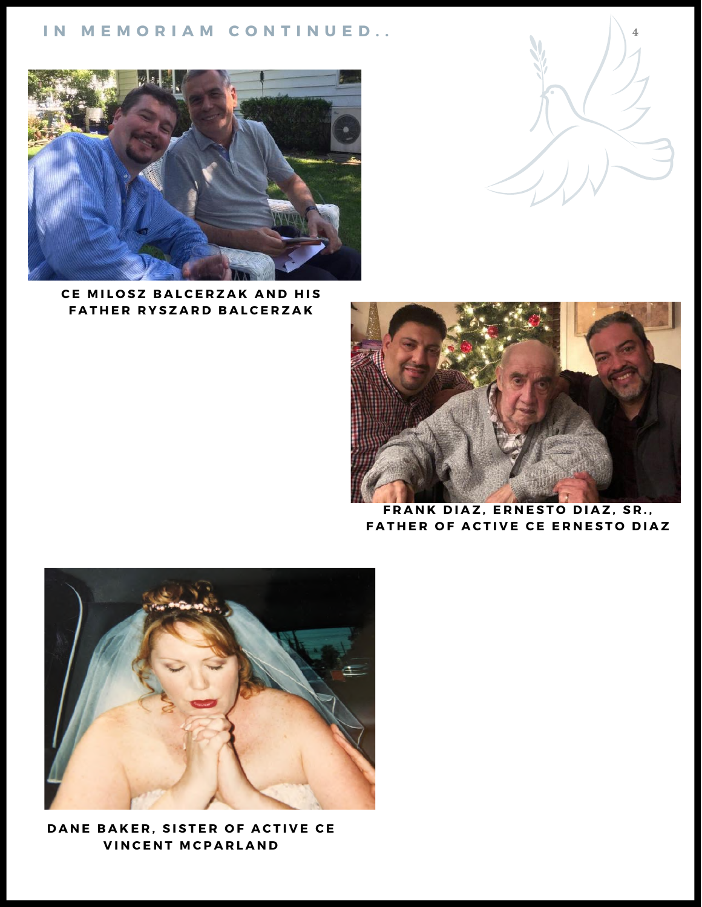## IN MEMORIAM CONTINUED..

**CE MILOSZ BALCERZAK AND HIS FATHER RYSZARD BALCERZAK**

**FRANK DIAZ, ERNESTO DIAZ, SR., FATHER OF ACTIVE CE ERNESTO DIAZ**

**DANE BAKER, SISTER OF ACTIVE CE VINCENT MCPARLAND**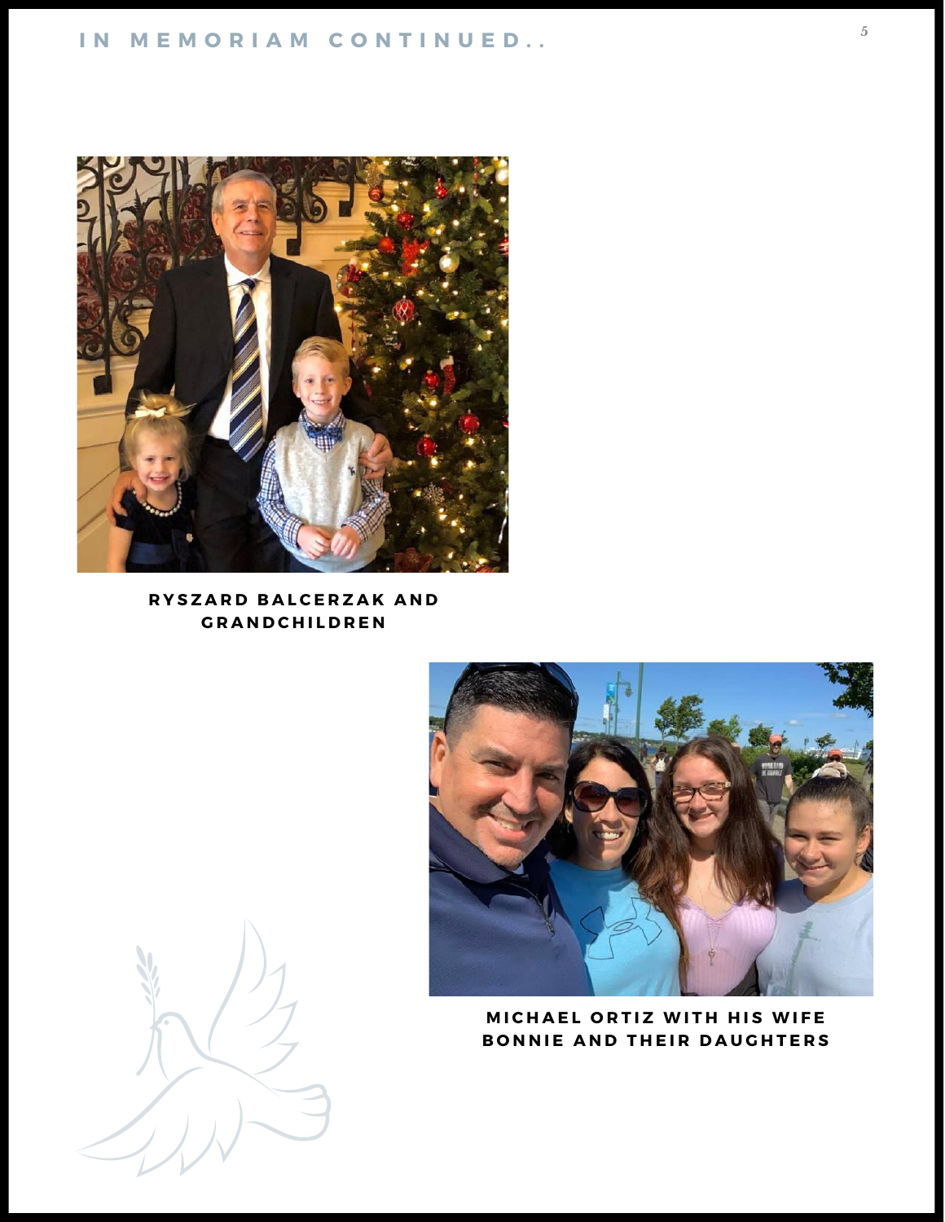# IN MEMORIAM CONTINUED..

RYSZARD BALCERZAK AND GRANDCHILDREN

MICHAEL ORTIZ WITH HIS WIFE BONNIE AND THEIR DAUGHTERS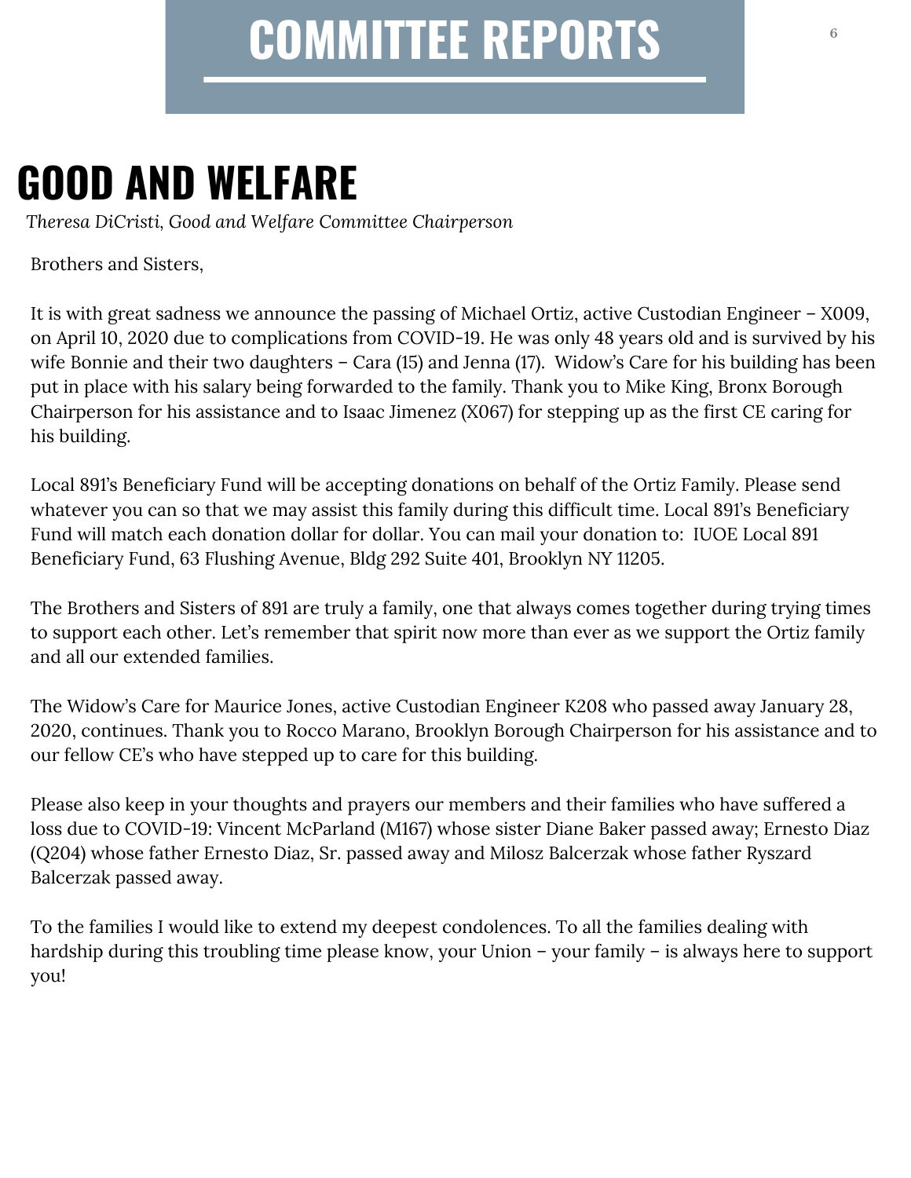# COMMITTEE REPORTS

## GOOD AND WELFARE

*Theresa DiCristi, Good and Welfare Committee Chairperson*

Brothers and Sisters,

It is with great sadness we announce the passing of Michael Ortiz, active Custodian Engineer – X009, on April 10, 2020 due to complications from COVID-19. He was only 48 years old and is survived by his wife Bonnie and their two daughters – Cara (15) and Jenna (17). Widow's Care for his building has been put in place with his salary being forwarded to the family. Thank you to Mike King, Bronx Borough Chairperson for his assistance and to Isaac Jimenez (X067) for stepping up as the first CE caring for his building.

Local 891's Beneficiary Fund will be accepting donations on behalf of the Ortiz Family. Please send whatever you can so that we may assist this family during this difficult time. Local 891's Beneficiary Fund will match each donation dollar for dollar. You can mail your donation to: IUOE Local 891 Beneficiary Fund, 63 Flushing Avenue, Bldg 292 Suite 401, Brooklyn NY 11205.

The Brothers and Sisters of 891 are truly a family, one that always comes together during trying times to support each other. Let's remember that spirit now more than ever as we support the Ortiz family and all our extended families.

The Widow's Care for Maurice Jones, active Custodian Engineer K208 who passed away January 28, 2020, continues. Thank you to Rocco Marano, Brooklyn Borough Chairperson for his assistance and to our fellow CE's who have stepped up to care for this building.

Please also keep in your thoughts and prayers our members and their families who have suffered a loss due to COVID-19: Vincent McParland (M167) whose sister Diane Baker passed away; Ernesto Diaz (Q204) whose father Ernesto Diaz, Sr. passed away and Milosz Balcerzak whose father Ryszard Balcerzak passed away.

To the families I would like to extend my deepest condolences. To all the families dealing with hardship during this troubling time please know, your Union – your family – is always here to support you!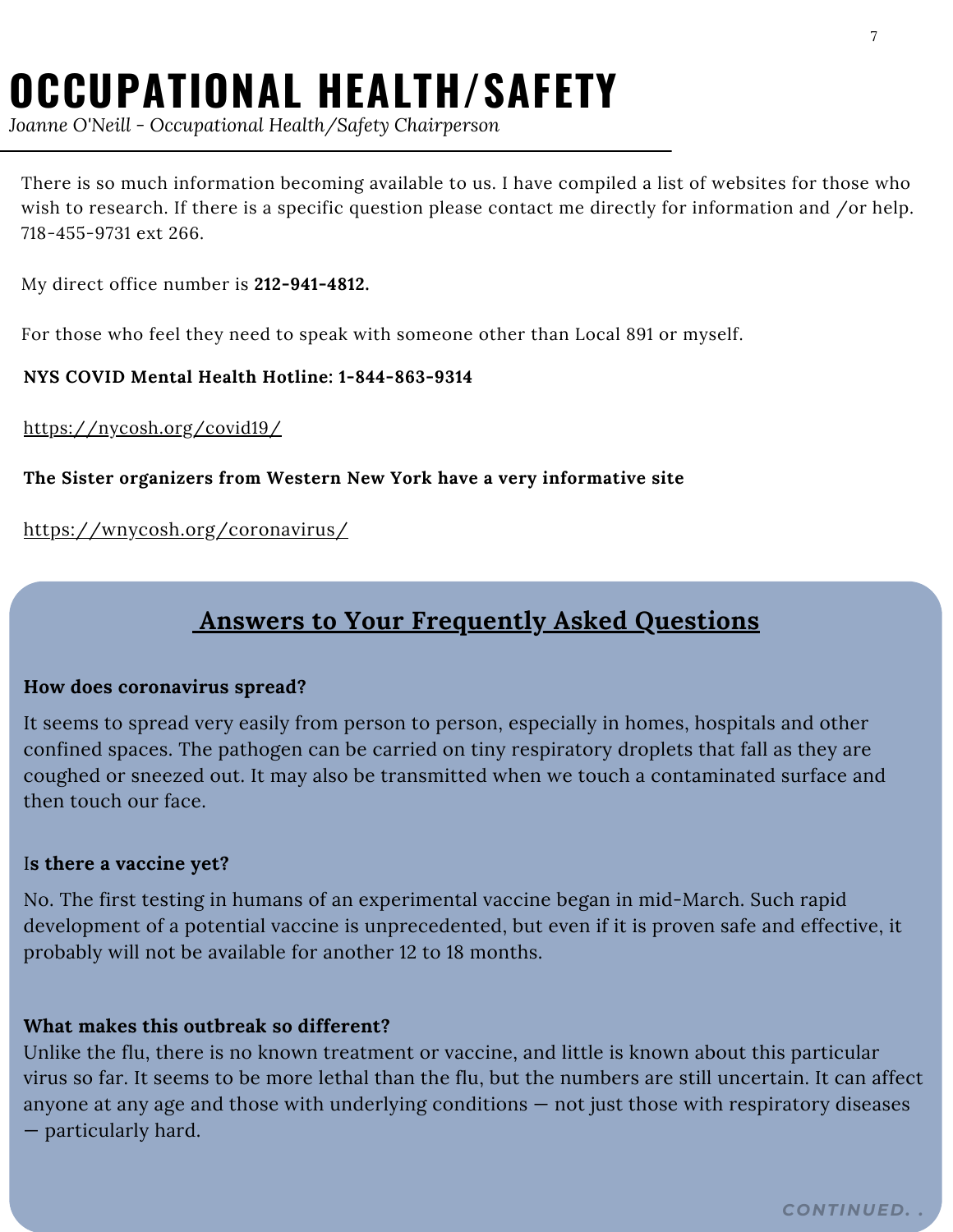# OCCUPATIONAL HEALTH/SAFETY

*Joanne O'Neill - Occupational Health/Safety Chairperson*

There is so much information becoming available to us. I have compiled a list of websites for those who wish to research. If there is a specific question please contact me directly for information and /or help. 718-455-9731 ext 266.

My direct office number is **212-941-4812.**

For those who feel they need to speak with someone other than Local 891 or myself.

**NYS COVID Mental Health Hotline: 1-844-863-9314**

https://nycosh.org/covid19/

**The Sister organizers from Western New York have a very informative site**

https://wnycosh.org/coronavirus/

## Answers to Your Frequently Asked Questions

**How does coronavirus spread?**

It seems to spread very easily from person to person, especially in homes, hospitals and other confined spaces. The pathogen can be carried on tiny respiratory droplets that fall as they are coughed or sneezed out. It may also be transmitted when we touch a contaminated surface and then touch our face.

**Is there a vaccine yet?**

No. The first testing in humans of an experimental vaccine began in mid-March. Such rapid development of a potential vaccine is unprecedented, but even if it is proven safe and effective, it probably will not be available for another 12 to 18 months.

**What makes this outbreak so different?**

Unlike the flu, there is no known treatment or vaccine, and little is known about this particular virus so far. It seems to be more lethal than the flu, but the numbers are still uncertain. It can affect anyone at any age and those with underlying conditions — not just those with respiratory diseases — particularly hard.

CONTINUED. .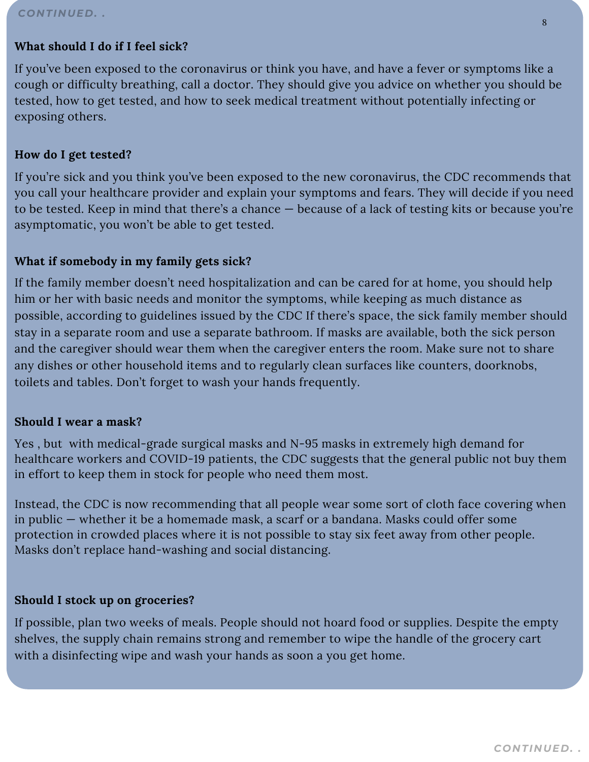**What should I do if I feel sick?**

If you've been exposed to the coronavirus or think you have, and have a fever or symptoms like a cough or difficulty breathing, call a doctor. They should give you advice on whether you should be tested, how to get tested, and how to seek medical treatment without potentially infecting or exposing others.

**How do I get tested?**

If you're sick and you think you've been exposed to the new coronavirus, the CDC recommends that you call your healthcare provider and explain your symptoms and fears. They will decide if you need to be tested. Keep in mind that there's a chance — because of a lack of testing kits or because you're asymptomatic, you won't be able to get tested.

**What if somebody in my family gets sick?**

If the family member doesn't need hospitalization and can be cared for at home, you should help him or her with basic needs and monitor the symptoms, while keeping as much distance as possible, according to guidelines issued by the CDC If there's space, the sick family member should stay in a separate room and use a separate bathroom. If masks are available, both the sick person and the caregiver should wear them when the caregiver enters the room. Make sure not to share any dishes or other household items and to regularly clean surfaces like counters, doorknobs, toilets and tables. Don't forget to wash your hands frequently.

**Should I wear a mask?**

Yes , but with medical-grade surgical masks and N-95 masks in extremely high demand for healthcare workers and COVID-19 patients, the CDC suggests that the general public not buy them in effort to keep them in stock for people who need them most.

Instead, the CDC is now recommending that all people wear some sort of cloth face covering when in public — whether it be a homemade mask, a scarf or a bandana. Masks could offer some protection in crowded places where it is not possible to stay six feet away from other people. Masks don't replace hand-washing and social distancing.

**Should I stock up on groceries?**

If possible, plan two weeks of meals. People should not hoard food or supplies. Despite the empty shelves, the supply chain remains strong and remember to wipe the handle of the grocery cart with a disinfecting wipe and wash your hands as soon a you get home.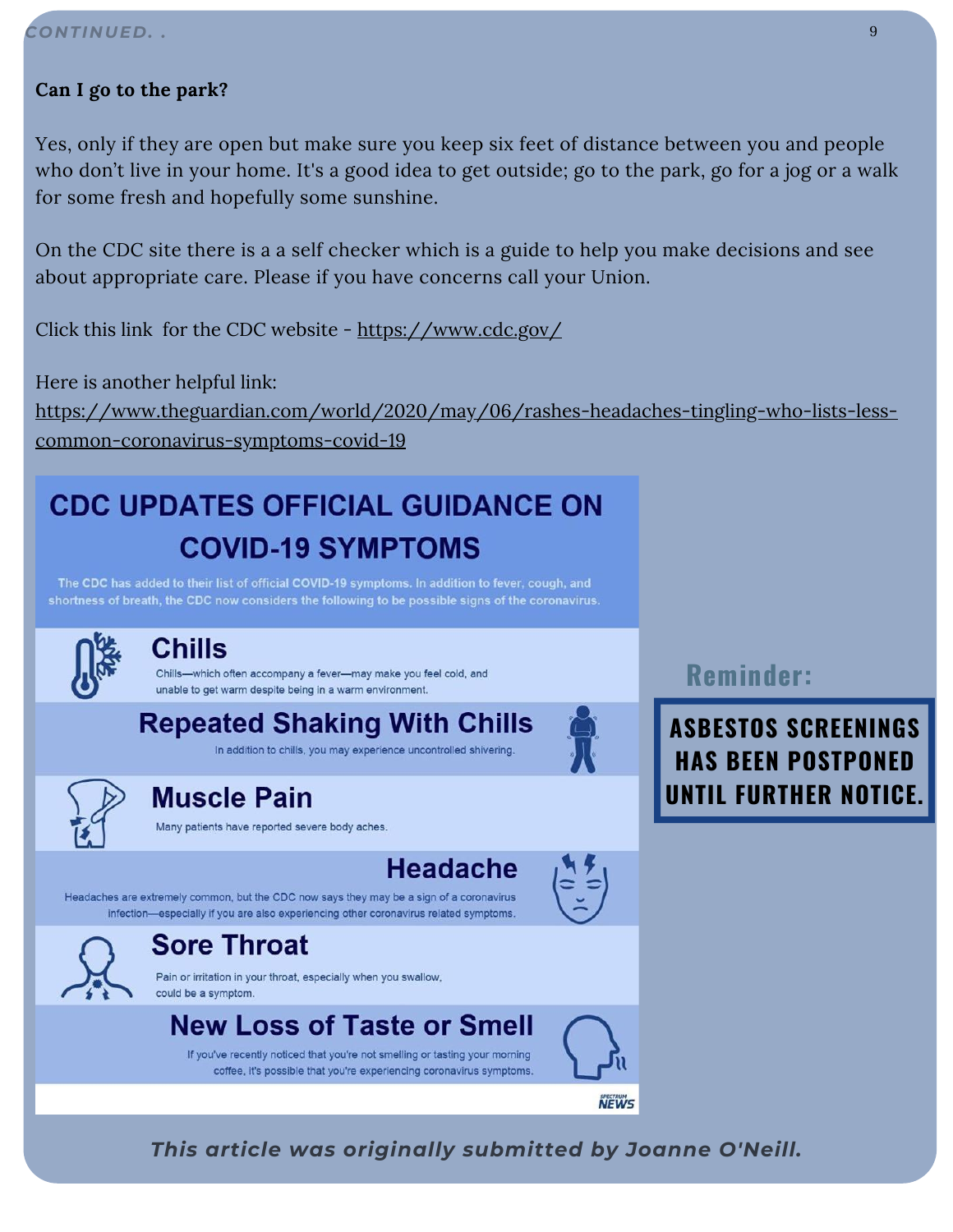*CONTINUED. .*

**Can I go to the park?**

Yes, only if they are open but make sure you keep six feet of distance between you and people who don't live in your home. It's a good idea to get outside; go to the park, go for a jog or a walk for some fresh and hopefully some sunshine.

On the CDC site there is a a self checker which is a guide to help you make decisions and see about appropriate care. Please if you have concerns call your Union.

Click this link for the CDC website - https://www.cdc.gov/

Here is another helpful link:
https://www.theguardian.com/world/2020/may/06/rashes-headaches-tingling-who-lists-less-common-coronavirus-symptoms-covid-19

## CDC UPDATES OFFICIAL GUIDANCE ON COVID-19 SYMPTOMS

The CDC has added to their list of official COVID-19 symptoms. In addition to fever, cough, and shortness of breath, the CDC now considers the following to be possible signs of the coronavirus.

### Chills

Chills—which often accompany a fever—may make you feel cold, and unable to get warm despite being in a warm environment.

### Repeated Shaking With Chills

In addition to chills, you may experience uncontrolled shivering.

### Muscle Pain

Many patients have reported severe body aches.

### Headache

Headaches are extremely common, but the CDC now says they may be a sign of a coronavirus infection—especially if you are also experiencing other coronavirus related symptoms.

### Sore Throat

Pain or irritation in your throat, especially when you swallow, could be a symptom.

### New Loss of Taste or Smell

If you've recently noticed that you're not smelling or tasting your morning coffee, it's possible that you're experiencing coronavirus symptoms.

SPECTRUM NEWS

**Reminder:**

**ASBESTOS SCREENINGS HAS BEEN POSTPONED UNTIL FURTHER NOTICE.**

***This article was originally submitted by Joanne O'Neill.***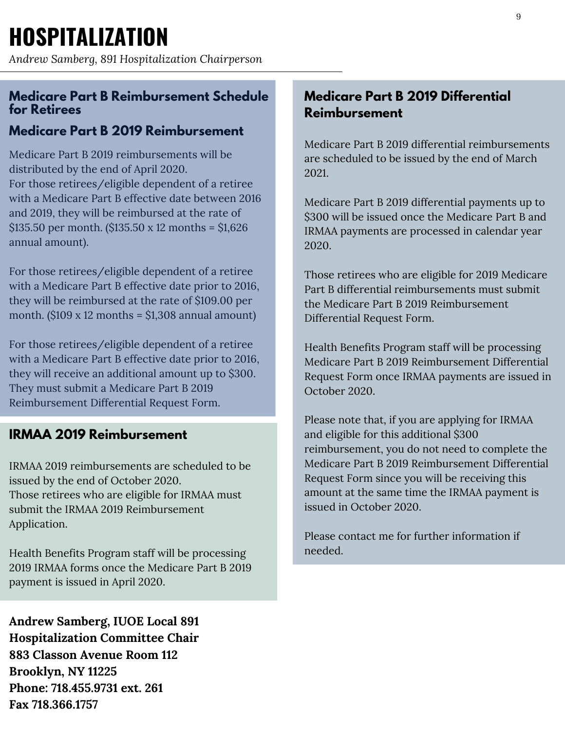# HOSPITALIZATION

*Andrew Samberg, 891 Hospitalization Chairperson*

## Medicare Part B Reimbursement Schedule for Retirees

### Medicare Part B 2019 Reimbursement

Medicare Part B 2019 reimbursements will be distributed by the end of April 2020.
For those retirees/eligible dependent of a retiree with a Medicare Part B effective date between 2016 and 2019, they will be reimbursed at the rate of $135.50 per month. ($135.50 x 12 months = $1,626 annual amount).

For those retirees/eligible dependent of a retiree with a Medicare Part B effective date prior to 2016, they will be reimbursed at the rate of $109.00 per month. ($109 x 12 months = $1,308 annual amount)

For those retirees/eligible dependent of a retiree with a Medicare Part B effective date prior to 2016, they will receive an additional amount up to $300. They must submit a Medicare Part B 2019 Reimbursement Differential Request Form.

### IRMAA 2019 Reimbursement

IRMAA 2019 reimbursements are scheduled to be issued by the end of October 2020.
Those retirees who are eligible for IRMAA must submit the IRMAA 2019 Reimbursement Application.

Health Benefits Program staff will be processing 2019 IRMAA forms once the Medicare Part B 2019 payment is issued in April 2020.

**Andrew Samberg, IUOE Local 891**
**Hospitalization Committee Chair**
**883 Classon Avenue Room 112**
**Brooklyn, NY 11225**
**Phone: 718.455.9731 ext. 261**
**Fax 718.366.1757**

### Medicare Part B 2019 Differential Reimbursement

Medicare Part B 2019 differential reimbursements are scheduled to be issued by the end of March 2021.

Medicare Part B 2019 differential payments up to $300 will be issued once the Medicare Part B and IRMAA payments are processed in calendar year 2020.

Those retirees who are eligible for 2019 Medicare Part B differential reimbursements must submit the Medicare Part B 2019 Reimbursement Differential Request Form.

Health Benefits Program staff will be processing Medicare Part B 2019 Reimbursement Differential Request Form once IRMAA payments are issued in October 2020.

Please note that, if you are applying for IRMAA and eligible for this additional $300 reimbursement, you do not need to complete the Medicare Part B 2019 Reimbursement Differential Request Form since you will be receiving this amount at the same time the IRMAA payment is issued in October 2020.

Please contact me for further information if needed.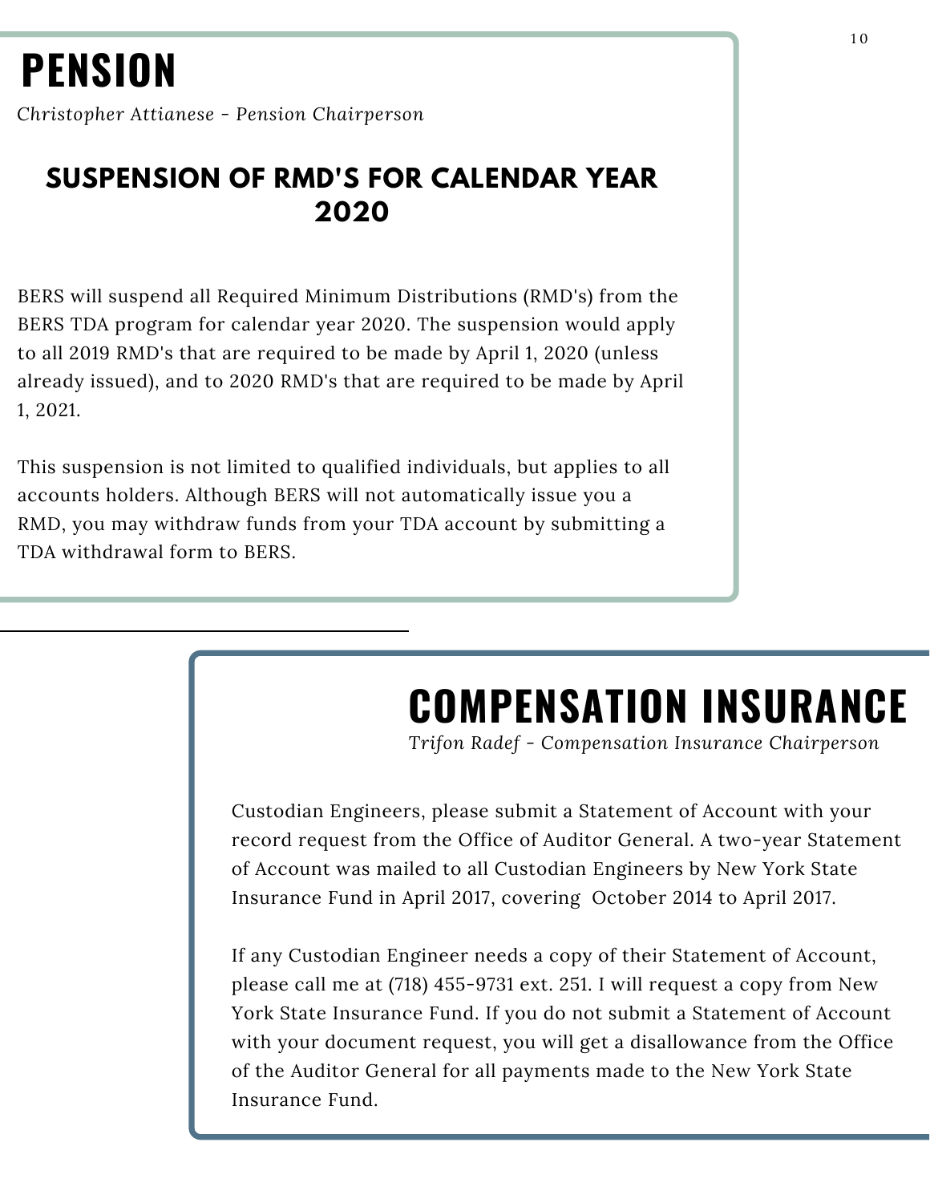# PENSION

*Christopher Attianese - Pension Chairperson*

## SUSPENSION OF RMD'S FOR CALENDAR YEAR 2020

BERS will suspend all Required Minimum Distributions (RMD's) from the BERS TDA program for calendar year 2020. The suspension would apply to all 2019 RMD's that are required to be made by April 1, 2020 (unless already issued), and to 2020 RMD's that are required to be made by April 1, 2021.

This suspension is not limited to qualified individuals, but applies to all accounts holders. Although BERS will not automatically issue you a RMD, you may withdraw funds from your TDA account by submitting a TDA withdrawal form to BERS.

# COMPENSATION INSURANCE

*Trifon Radef - Compensation Insurance Chairperson*

Custodian Engineers, please submit a Statement of Account with your record request from the Office of Auditor General. A two-year Statement of Account was mailed to all Custodian Engineers by New York State Insurance Fund in April 2017, covering October 2014 to April 2017.

If any Custodian Engineer needs a copy of their Statement of Account, please call me at (718) 455-9731 ext. 251. I will request a copy from New York State Insurance Fund. If you do not submit a Statement of Account with your document request, you will get a disallowance from the Office of the Auditor General for all payments made to the New York State Insurance Fund.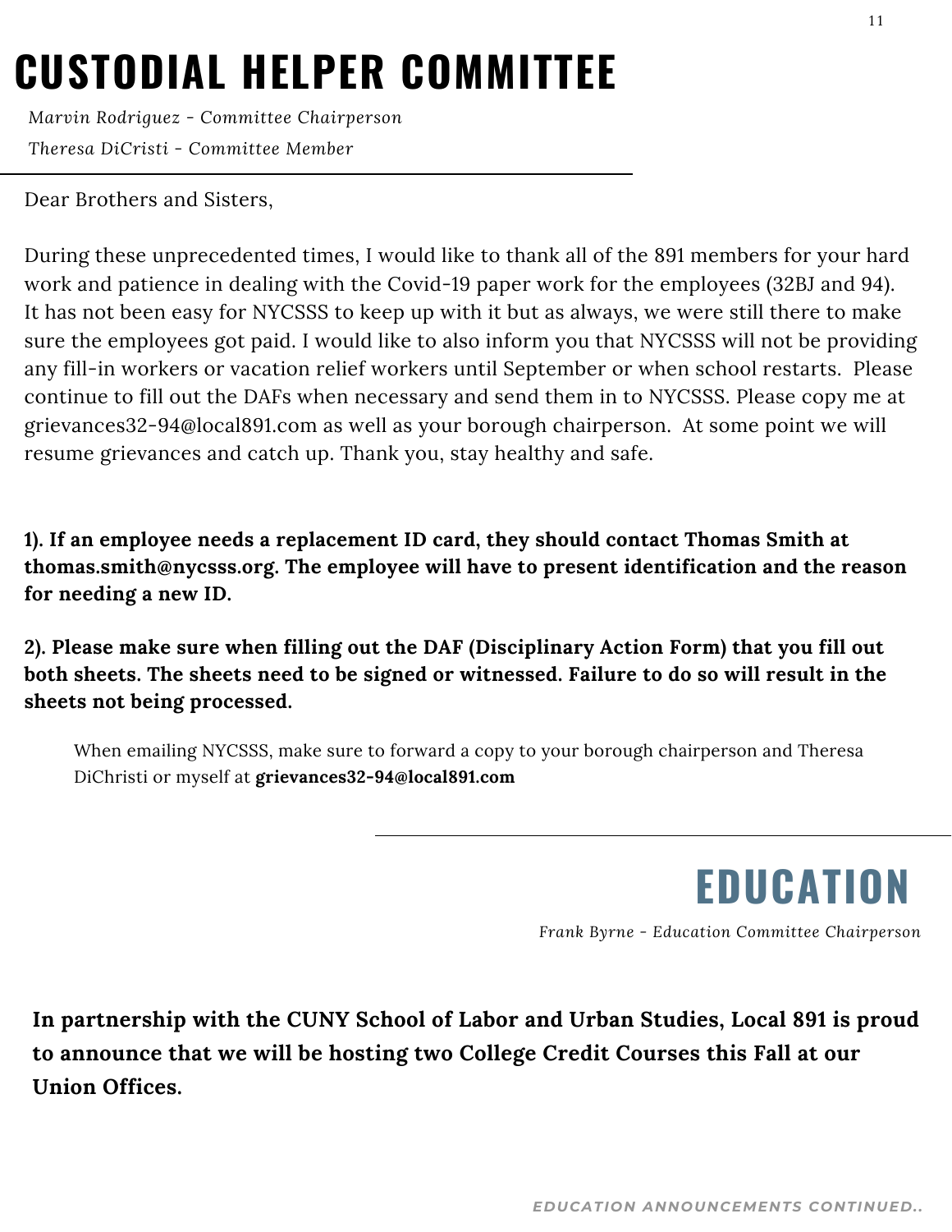# CUSTODIAL HELPER COMMITTEE

*Marvin Rodriguez - Committee Chairperson*

*Theresa DiCristi - Committee Member*

Dear Brothers and Sisters,

During these unprecedented times, I would like to thank all of the 891 members for your hard work and patience in dealing with the Covid-19 paper work for the employees (32BJ and 94). It has not been easy for NYCSSS to keep up with it but as always, we were still there to make sure the employees got paid. I would like to also inform you that NYCSSS will not be providing any fill-in workers or vacation relief workers until September or when school restarts. Please continue to fill out the DAFs when necessary and send them in to NYCSSS. Please copy me at grievances32-94@local891.com as well as your borough chairperson. At some point we will resume grievances and catch up. Thank you, stay healthy and safe.

**1). If an employee needs a replacement ID card, they should contact Thomas Smith at thomas.smith@nycsss.org. The employee will have to present identification and the reason for needing a new ID.**

**2). Please make sure when filling out the DAF (Disciplinary Action Form) that you fill out both sheets. The sheets need to be signed or witnessed. Failure to do so will result in the sheets not being processed.**

When emailing NYCSSS, make sure to forward a copy to your borough chairperson and Theresa DiChristi or myself at **grievances32-94@local891.com**

# EDUCATION

*Frank Byrne - Education Committee Chairperson*

**In partnership with the CUNY School of Labor and Urban Studies, Local 891 is proud to announce that we will be hosting two College Credit Courses this Fall at our Union Offices.**

*EDUCATION ANNOUNCEMENTS CONTINUED..*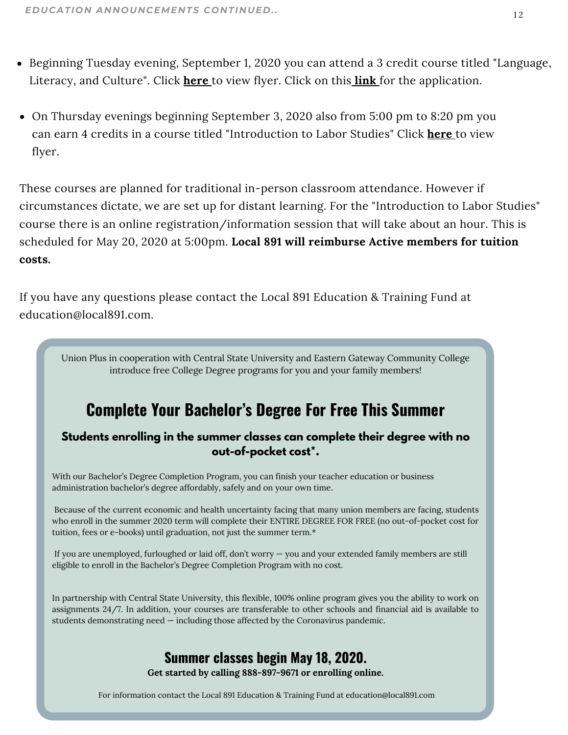- Beginning Tuesday evening, September 1, 2020 you can attend a 3 credit course titled "Language, Literacy, and Culture". Click **here** to view flyer. Click on this **link** for the application.

- On Thursday evenings beginning September 3, 2020 also from 5:00 pm to 8:20 pm you can earn 4 credits in a course titled "Introduction to Labor Studies" Click **here** to view flyer.

These courses are planned for traditional in-person classroom attendance. However if circumstances dictate, we are set up for distant learning. For the "Introduction to Labor Studies" course there is an online registration/information session that will take about an hour. This is scheduled for May 20, 2020 at 5:00pm. **Local 891 will reimburse Active members for tuition costs.**

If you have any questions please contact the Local 891 Education & Training Fund at education@local891.com.

Union Plus in cooperation with Central State University and Eastern Gateway Community College introduce free College Degree programs for you and your family members!

## Complete Your Bachelor's Degree For Free This Summer

**Students enrolling in the summer classes can complete their degree with no out-of-pocket cost*.**

With our Bachelor's Degree Completion Program, you can finish your teacher education or business administration bachelor's degree affordably, safely and on your own time.

Because of the current economic and health uncertainty facing that many union members are facing, students who enroll in the summer 2020 term will complete their ENTIRE DEGREE FOR FREE (no out-of-pocket cost for tuition, fees or e-books) until graduation, not just the summer term.*

If you are unemployed, furloughed or laid off, don't worry — you and your extended family members are still eligible to enroll in the Bachelor's Degree Completion Program with no cost.

In partnership with Central State University, this flexible, 100% online program gives you the ability to work on assignments 24/7. In addition, your courses are transferable to other schools and financial aid is available to students demonstrating need — including those affected by the Coronavirus pandemic.

### Summer classes begin May 18, 2020.

**Get started by calling 888-897-9671 or enrolling online.**

For information contact the Local 891 Education & Training Fund at education@local891.com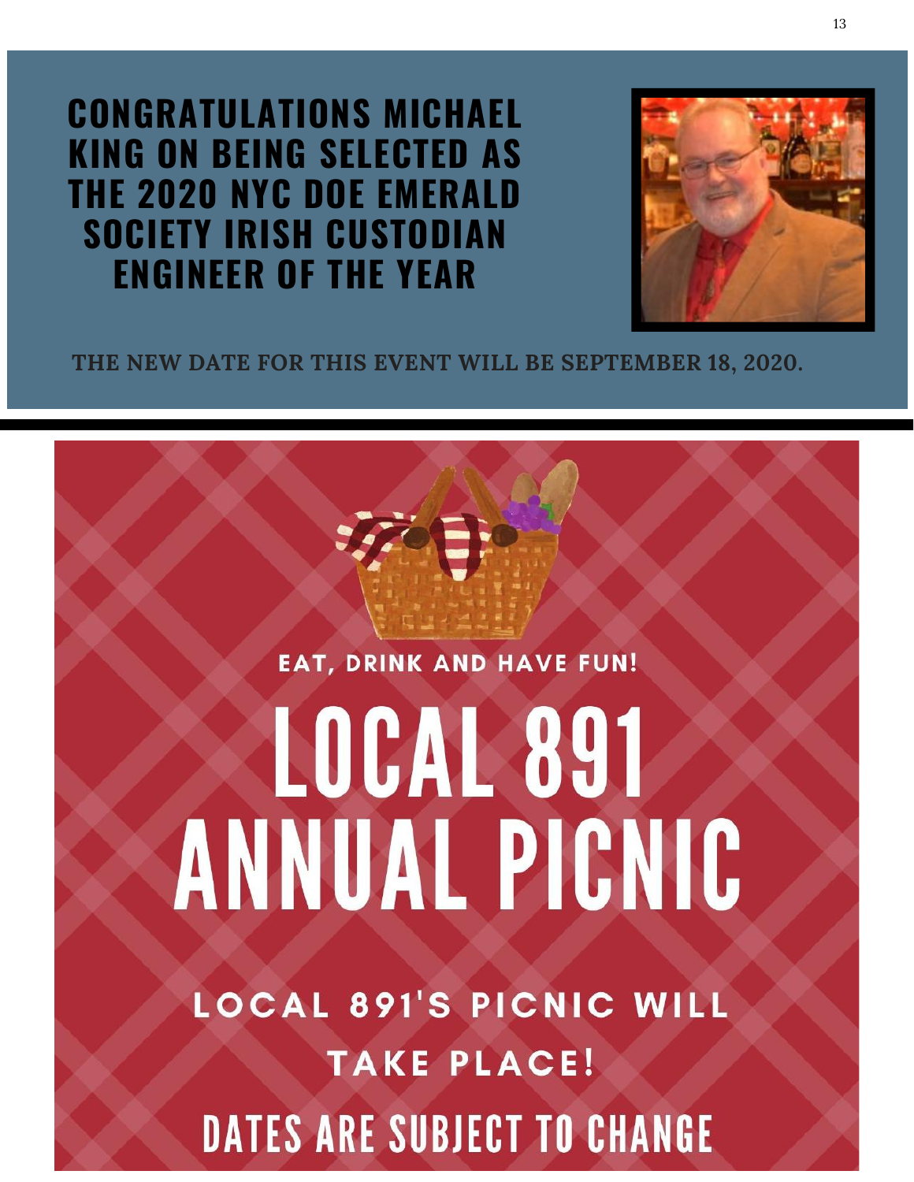# CONGRATULATIONS MICHAEL KING ON BEING SELECTED AS THE 2020 NYC DOE EMERALD SOCIETY IRISH CUSTODIAN ENGINEER OF THE YEAR

**THE NEW DATE FOR THIS EVENT WILL BE SEPTEMBER 18, 2020.**

EAT, DRINK AND HAVE FUN!

# LOCAL 891 ANNUAL PICNIC

LOCAL 891'S PICNIC WILL TAKE PLACE!

DATES ARE SUBJECT TO CHANGE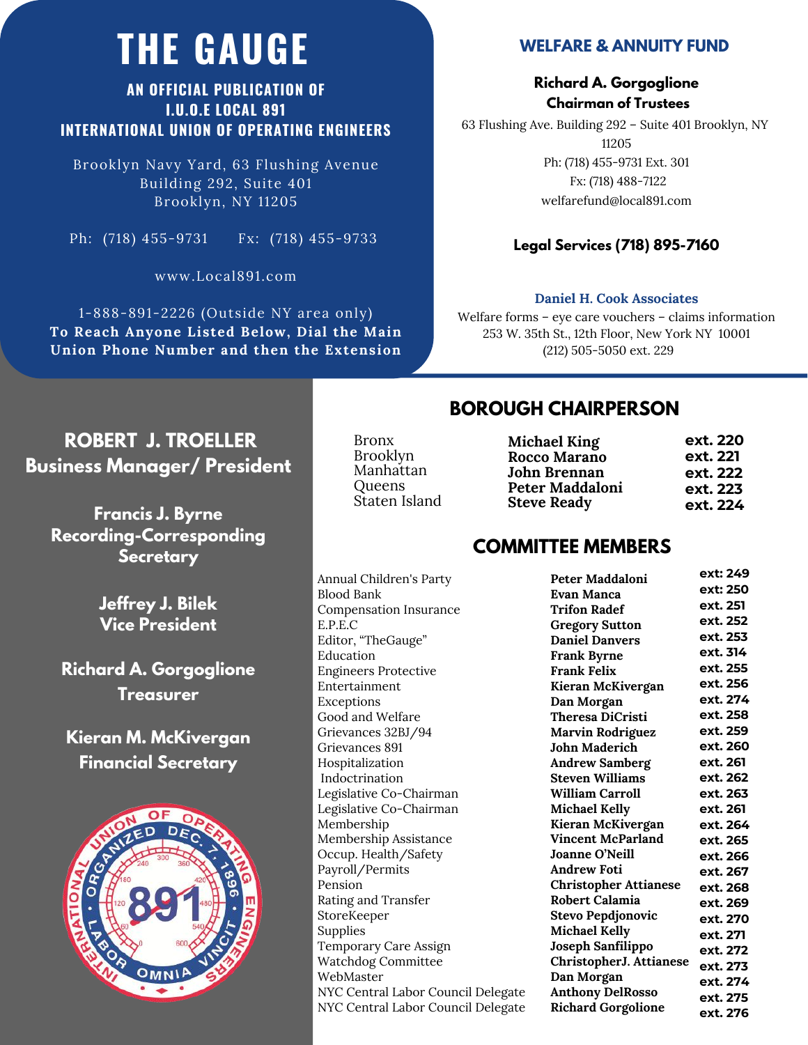# THE GAUGE

**AN OFFICIAL PUBLICATION OF**
**I.U.O.E LOCAL 891**
**INTERNATIONAL UNION OF OPERATING ENGINEERS**

Brooklyn Navy Yard, 63 Flushing Avenue
Building 292, Suite 401
Brooklyn, NY 11205

Ph: (718) 455-9731 Fx: (718) 455-9733

www.Local891.com

1-888-891-2226 (Outside NY area only)
**To Reach Anyone Listed Below, Dial the Main Union Phone Number and then the Extension**

## WELFARE & ANNUITY FUND

**Richard A. Gorgoglione**
**Chairman of Trustees**

63 Flushing Ave. Building 292 – Suite 401 Brooklyn, NY 11205
Ph: (718) 455-9731 Ext. 301
Fx: (718) 488-7122
welfarefund@local891.com

**Legal Services (718) 895-7160**

**Daniel H. Cook Associates**
Welfare forms – eye care vouchers – claims information
253 W. 35th St., 12th Floor, New York NY 10001
(212) 505-5050 ext. 229

**ROBERT J. TROELLER**
**Business Manager/ President**

**Francis J. Byrne**
**Recording-Corresponding Secretary**

**Jeffrey J. Bilek**
**Vice President**

**Richard A. Gorgoglione**
**Treasurer**

**Kieran M. McKivergan**
**Financial Secretary**

## BOROUGH CHAIRPERSON

| | | |
|---|---|---|
| Bronx | **Michael King** | **ext. 220** |
| Brooklyn | **Rocco Marano** | **ext. 221** |
| Manhattan | **John Brennan** | **ext. 222** |
| Queens | **Peter Maddaloni** | **ext. 223** |
| Staten Island | **Steve Ready** | **ext. 224** |

## COMMITTEE MEMBERS

| | | |
|---|---|---|
| Annual Children's Party | **Peter Maddaloni** | **ext: 249** |
| Blood Bank | **Evan Manca** | **ext: 250** |
| Compensation Insurance | **Trifon Radef** | **ext. 251** |
| E.P.E.C | **Gregory Sutton** | **ext. 252** |
| Editor, "TheGauge" | **Daniel Danvers** | **ext. 253** |
| Education | **Frank Byrne** | **ext. 314** |
| Engineers Protective | **Frank Felix** | **ext. 255** |
| Entertainment | **Kieran McKivergan** | **ext. 256** |
| Exceptions | **Dan Morgan** | **ext. 274** |
| Good and Welfare | **Theresa DiCristi** | **ext. 258** |
| Grievances 32BJ/94 | **Marvin Rodriguez** | **ext. 259** |
| Grievances 891 | **John Maderich** | **ext. 260** |
| Hospitalization | **Andrew Samberg** | **ext. 261** |
| Indoctrination | **Steven Williams** | **ext. 262** |
| Legislative Co-Chairman | **William Carroll** | **ext. 263** |
| Legislative Co-Chairman | **Michael Kelly** | **ext. 261** |
| Membership | **Kieran McKivergan** | **ext. 264** |
| Membership Assistance | **Vincent McParland** | **ext. 265** |
| Occup. Health/Safety | **Joanne O'Neill** | **ext. 266** |
| Payroll/Permits | **Andrew Foti** | **ext. 267** |
| Pension | **Christopher Attianese** | **ext. 268** |
| Rating and Transfer | **Robert Calamia** | **ext. 269** |
| StoreKeeper | **Stevo Pepdjonovic** | **ext. 270** |
| Supplies | **Michael Kelly** | **ext. 271** |
| Temporary Care Assign | **Joseph Sanfilippo** | **ext. 272** |
| Watchdog Committee | **ChristopherJ. Attianese** | **ext. 273** |
| WebMaster | **Dan Morgan** | **ext. 274** |
| NYC Central Labor Council Delegate | **Anthony DelRosso** | **ext. 275** |
| NYC Central Labor Council Delegate | **Richard Gorgolione** | **ext. 276** |